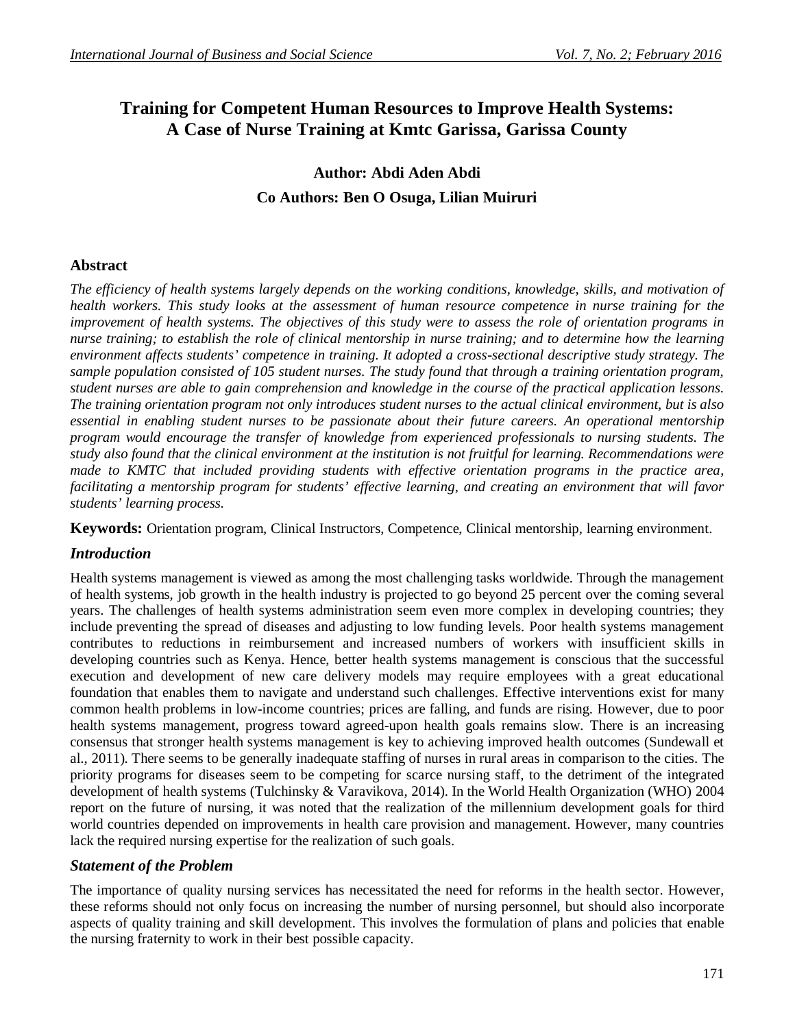# Training for Competent Human Resources to Improve Health Systems: A Case of Nurse Training at Kmtc Garissa, Garissa County

**Author: Abdi Aden Abdi**

**Co Authors: Ben O Osuga, Lilian Muiruri**

## Abstract

*The efficiency of health systems largely depends on the working conditions, knowledge, skills, and motivation of health workers. This study looks at the assessment of human resource competence in nurse training for the improvement of health systems. The objectives of this study were to assess the role of orientation programs in nurse training; to establish the role of clinical mentorship in nurse training; and to determine how the learning environment affects students' competence in training. It adopted a cross-sectional descriptive study strategy. The sample population consisted of 105 student nurses. The study found that through a training orientation program, student nurses are able to gain comprehension and knowledge in the course of the practical application lessons. The training orientation program not only introduces student nurses to the actual clinical environment, but is also essential in enabling student nurses to be passionate about their future careers. An operational mentorship program would encourage the transfer of knowledge from experienced professionals to nursing students. The study also found that the clinical environment at the institution is not fruitful for learning. Recommendations were made to KMTC that included providing students with effective orientation programs in the practice area, facilitating a mentorship program for students' effective learning, and creating an environment that will favor students' learning process.*

**Keywords:** Orientation program, Clinical Instructors, Competence, Clinical mentorship, learning environment.

## *Introduction*

Health systems management is viewed as among the most challenging tasks worldwide. Through the management of health systems, job growth in the health industry is projected to go beyond 25 percent over the coming several years. The challenges of health systems administration seem even more complex in developing countries; they include preventing the spread of diseases and adjusting to low funding levels. Poor health systems management contributes to reductions in reimbursement and increased numbers of workers with insufficient skills in developing countries such as Kenya. Hence, better health systems management is conscious that the successful execution and development of new care delivery models may require employees with a great educational foundation that enables them to navigate and understand such challenges. Effective interventions exist for many common health problems in low-income countries; prices are falling, and funds are rising. However, due to poor health systems management, progress toward agreed-upon health goals remains slow. There is an increasing consensus that stronger health systems management is key to achieving improved health outcomes (Sundewall et al., 2011). There seems to be generally inadequate staffing of nurses in rural areas in comparison to the cities. The priority programs for diseases seem to be competing for scarce nursing staff, to the detriment of the integrated development of health systems (Tulchinsky & Varavikova, 2014). In the World Health Organization (WHO) 2004 report on the future of nursing, it was noted that the realization of the millennium development goals for third world countries depended on improvements in health care provision and management. However, many countries lack the required nursing expertise for the realization of such goals.

## *Statement of the Problem*

The importance of quality nursing services has necessitated the need for reforms in the health sector. However, these reforms should not only focus on increasing the number of nursing personnel, but should also incorporate aspects of quality training and skill development. This involves the formulation of plans and policies that enable the nursing fraternity to work in their best possible capacity.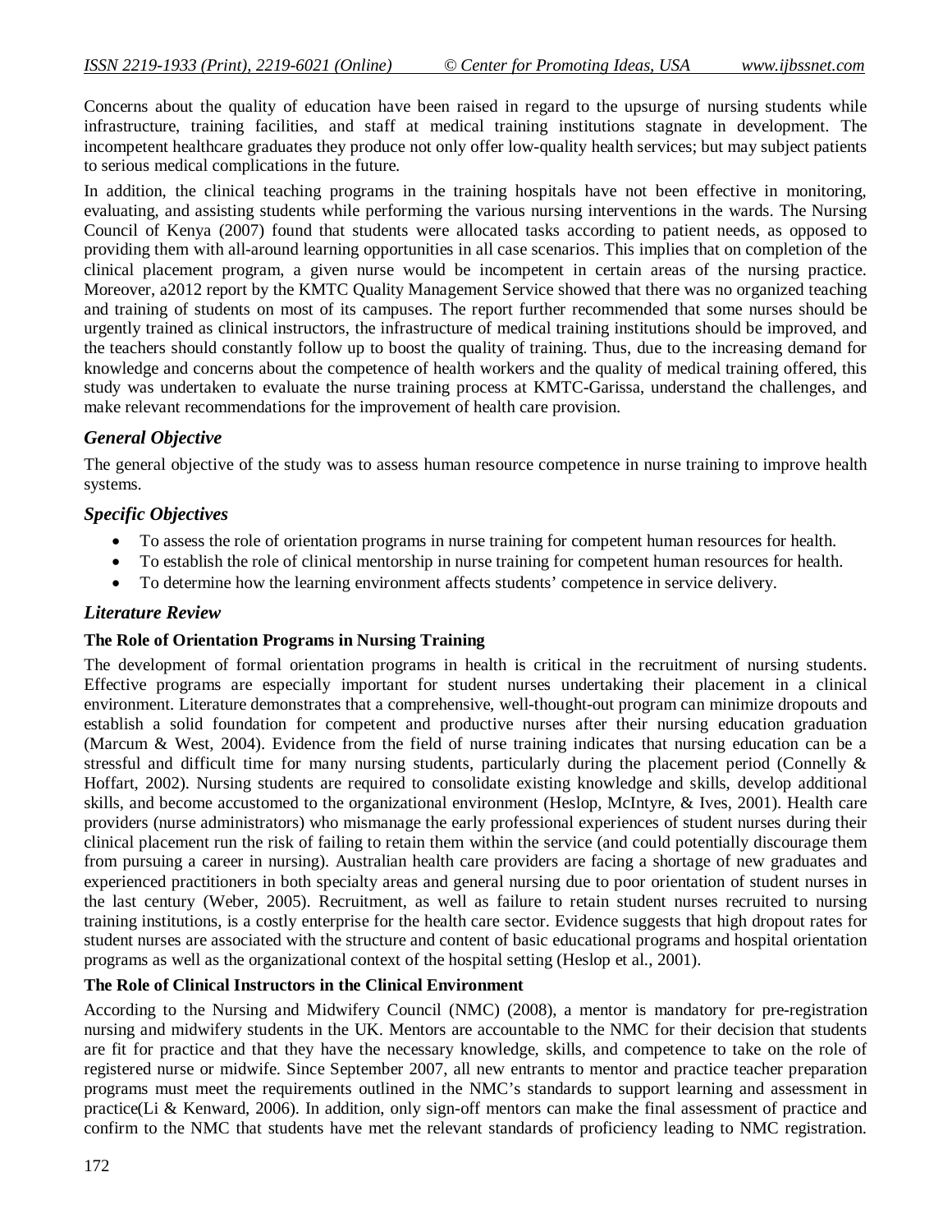Concerns about the quality of education have been raised in regard to the upsurge of nursing students while infrastructure, training facilities, and staff at medical training institutions stagnate in development. The incompetent healthcare graduates they produce not only offer low-quality health services; but may subject patients to serious medical complications in the future.

In addition, the clinical teaching programs in the training hospitals have not been effective in monitoring, evaluating, and assisting students while performing the various nursing interventions in the wards. The Nursing Council of Kenya (2007) found that students were allocated tasks according to patient needs, as opposed to providing them with all-around learning opportunities in all case scenarios. This implies that on completion of the clinical placement program, a given nurse would be incompetent in certain areas of the nursing practice. Moreover, a2012 report by the KMTC Quality Management Service showed that there was no organized teaching and training of students on most of its campuses. The report further recommended that some nurses should be urgently trained as clinical instructors, the infrastructure of medical training institutions should be improved, and the teachers should constantly follow up to boost the quality of training. Thus, due to the increasing demand for knowledge and concerns about the competence of health workers and the quality of medical training offered, this study was undertaken to evaluate the nurse training process at KMTC-Garissa, understand the challenges, and make relevant recommendations for the improvement of health care provision.

## *General Objective*

The general objective of the study was to assess human resource competence in nurse training to improve health systems.

## *Specific Objectives*

- To assess the role of orientation programs in nurse training for competent human resources for health.
- To establish the role of clinical mentorship in nurse training for competent human resources for health.
- To determine how the learning environment affects students' competence in service delivery.

## *Literature Review*

### The Role of Orientation Programs in Nursing Training

The development of formal orientation programs in health is critical in the recruitment of nursing students. Effective programs are especially important for student nurses undertaking their placement in a clinical environment. Literature demonstrates that a comprehensive, well-thought-out program can minimize dropouts and establish a solid foundation for competent and productive nurses after their nursing education graduation (Marcum & West, 2004). Evidence from the field of nurse training indicates that nursing education can be a stressful and difficult time for many nursing students, particularly during the placement period (Connelly & Hoffart, 2002). Nursing students are required to consolidate existing knowledge and skills, develop additional skills, and become accustomed to the organizational environment (Heslop, McIntyre, & Ives, 2001). Health care providers (nurse administrators) who mismanage the early professional experiences of student nurses during their clinical placement run the risk of failing to retain them within the service (and could potentially discourage them from pursuing a career in nursing). Australian health care providers are facing a shortage of new graduates and experienced practitioners in both specialty areas and general nursing due to poor orientation of student nurses in the last century (Weber, 2005). Recruitment, as well as failure to retain student nurses recruited to nursing training institutions, is a costly enterprise for the health care sector. Evidence suggests that high dropout rates for student nurses are associated with the structure and content of basic educational programs and hospital orientation programs as well as the organizational context of the hospital setting (Heslop et al., 2001).

### The Role of Clinical Instructors in the Clinical Environment

According to the Nursing and Midwifery Council (NMC) (2008), a mentor is mandatory for pre-registration nursing and midwifery students in the UK. Mentors are accountable to the NMC for their decision that students are fit for practice and that they have the necessary knowledge, skills, and competence to take on the role of registered nurse or midwife. Since September 2007, all new entrants to mentor and practice teacher preparation programs must meet the requirements outlined in the NMC's standards to support learning and assessment in practice(Li & Kenward, 2006). In addition, only sign-off mentors can make the final assessment of practice and confirm to the NMC that students have met the relevant standards of proficiency leading to NMC registration.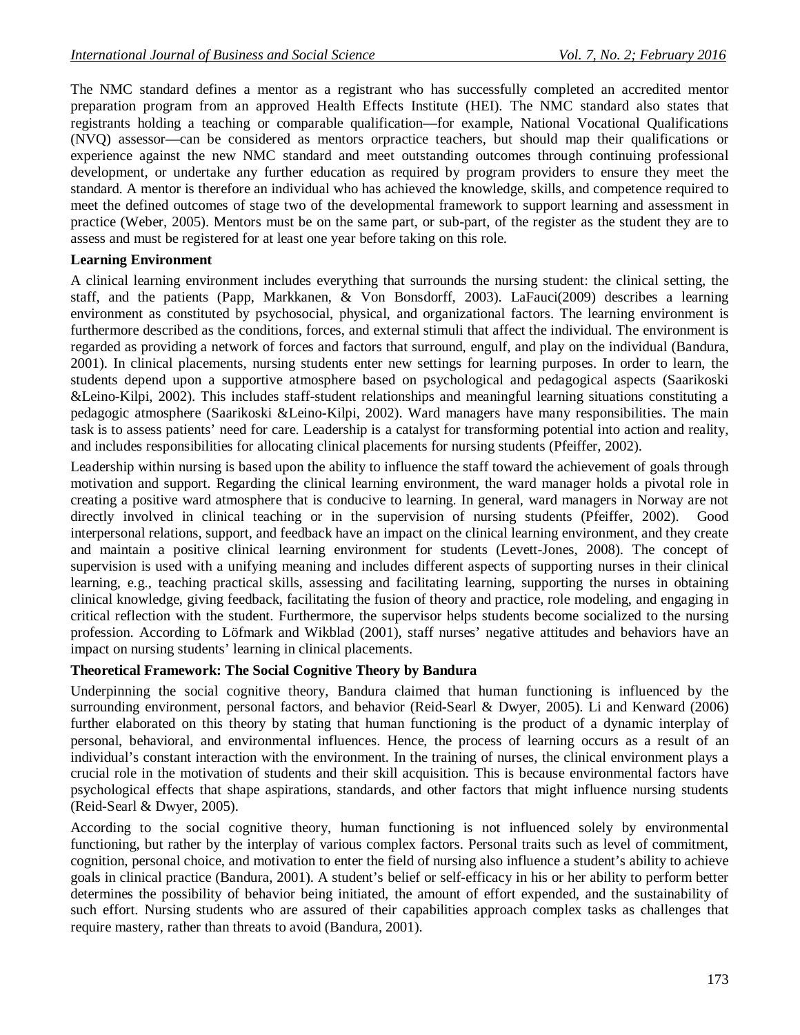The NMC standard defines a mentor as a registrant who has successfully completed an accredited mentor preparation program from an approved Health Effects Institute (HEI). The NMC standard also states that registrants holding a teaching or comparable qualification—for example, National Vocational Qualifications (NVQ) assessor—can be considered as mentors orpractice teachers, but should map their qualifications or experience against the new NMC standard and meet outstanding outcomes through continuing professional development, or undertake any further education as required by program providers to ensure they meet the standard. A mentor is therefore an individual who has achieved the knowledge, skills, and competence required to meet the defined outcomes of stage two of the developmental framework to support learning and assessment in practice (Weber, 2005). Mentors must be on the same part, or sub-part, of the register as the student they are to assess and must be registered for at least one year before taking on this role.

**Learning Environment**

A clinical learning environment includes everything that surrounds the nursing student: the clinical setting, the staff, and the patients (Papp, Markkanen, & Von Bonsdorff, 2003). LaFauci(2009) describes a learning environment as constituted by psychosocial, physical, and organizational factors. The learning environment is furthermore described as the conditions, forces, and external stimuli that affect the individual. The environment is regarded as providing a network of forces and factors that surround, engulf, and play on the individual (Bandura, 2001). In clinical placements, nursing students enter new settings for learning purposes. In order to learn, the students depend upon a supportive atmosphere based on psychological and pedagogical aspects (Saarikoski &Leino-Kilpi, 2002). This includes staff-student relationships and meaningful learning situations constituting a pedagogic atmosphere (Saarikoski &Leino-Kilpi, 2002). Ward managers have many responsibilities. The main task is to assess patients' need for care. Leadership is a catalyst for transforming potential into action and reality, and includes responsibilities for allocating clinical placements for nursing students (Pfeiffer, 2002).

Leadership within nursing is based upon the ability to influence the staff toward the achievement of goals through motivation and support. Regarding the clinical learning environment, the ward manager holds a pivotal role in creating a positive ward atmosphere that is conducive to learning. In general, ward managers in Norway are not directly involved in clinical teaching or in the supervision of nursing students (Pfeiffer, 2002). Good interpersonal relations, support, and feedback have an impact on the clinical learning environment, and they create and maintain a positive clinical learning environment for students (Levett-Jones, 2008). The concept of supervision is used with a unifying meaning and includes different aspects of supporting nurses in their clinical learning, e.g., teaching practical skills, assessing and facilitating learning, supporting the nurses in obtaining clinical knowledge, giving feedback, facilitating the fusion of theory and practice, role modeling, and engaging in critical reflection with the student. Furthermore, the supervisor helps students become socialized to the nursing profession. According to Löfmark and Wikblad (2001), staff nurses' negative attitudes and behaviors have an impact on nursing students' learning in clinical placements.

**Theoretical Framework: The Social Cognitive Theory by Bandura**

Underpinning the social cognitive theory, Bandura claimed that human functioning is influenced by the surrounding environment, personal factors, and behavior (Reid-Searl & Dwyer, 2005). Li and Kenward (2006) further elaborated on this theory by stating that human functioning is the product of a dynamic interplay of personal, behavioral, and environmental influences. Hence, the process of learning occurs as a result of an individual's constant interaction with the environment. In the training of nurses, the clinical environment plays a crucial role in the motivation of students and their skill acquisition. This is because environmental factors have psychological effects that shape aspirations, standards, and other factors that might influence nursing students (Reid-Searl & Dwyer, 2005).

According to the social cognitive theory, human functioning is not influenced solely by environmental functioning, but rather by the interplay of various complex factors. Personal traits such as level of commitment, cognition, personal choice, and motivation to enter the field of nursing also influence a student's ability to achieve goals in clinical practice (Bandura, 2001). A student's belief or self-efficacy in his or her ability to perform better determines the possibility of behavior being initiated, the amount of effort expended, and the sustainability of such effort. Nursing students who are assured of their capabilities approach complex tasks as challenges that require mastery, rather than threats to avoid (Bandura, 2001).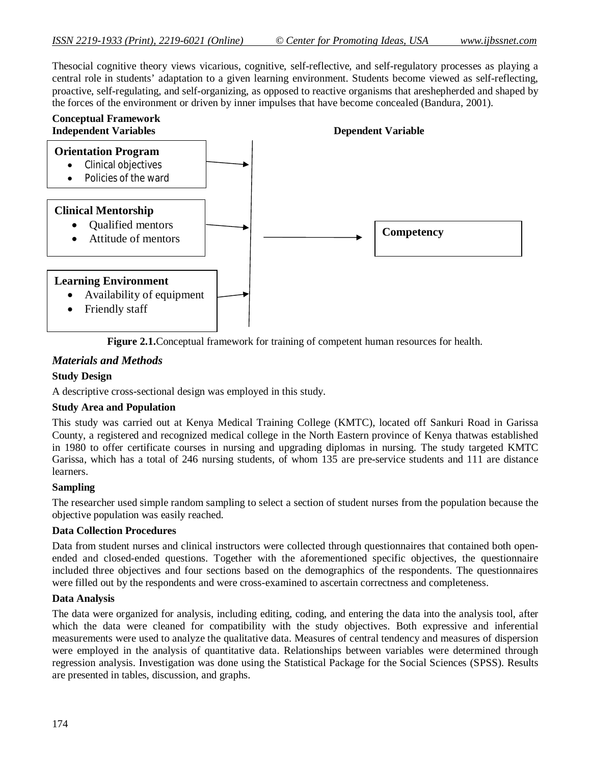Thesocial cognitive theory views vicarious, cognitive, self-reflective, and self-regulatory processes as playing a central role in students' adaptation to a given learning environment. Students become viewed as self-reflecting, proactive, self-regulating, and self-organizing, as opposed to reactive organisms that areshepherded and shaped by the forces of the environment or driven by inner impulses that have become concealed (Bandura, 2001).

**Conceptual Framework**

**Independent Variables** **Dependent Variable**

**Orientation Program**

- Clinical objectives
- Policies of the ward

**Clinical Mentorship**

- Qualified mentors
- Attitude of mentors

**Learning Environment**

- Availability of equipment
- Friendly staff

**Competency**

**Figure 2.1.**Conceptual framework for training of competent human resources for health.

## *Materials and Methods*

### Study Design

A descriptive cross-sectional design was employed in this study.

### Study Area and Population

This study was carried out at Kenya Medical Training College (KMTC), located off Sankuri Road in Garissa County, a registered and recognized medical college in the North Eastern province of Kenya thatwas established in 1980 to offer certificate courses in nursing and upgrading diplomas in nursing. The study targeted KMTC Garissa, which has a total of 246 nursing students, of whom 135 are pre-service students and 111 are distance learners.

### Sampling

The researcher used simple random sampling to select a section of student nurses from the population because the objective population was easily reached.

### Data Collection Procedures

Data from student nurses and clinical instructors were collected through questionnaires that contained both open-ended and closed-ended questions. Together with the aforementioned specific objectives, the questionnaire included three objectives and four sections based on the demographics of the respondents. The questionnaires were filled out by the respondents and were cross-examined to ascertain correctness and completeness.

### Data Analysis

The data were organized for analysis, including editing, coding, and entering the data into the analysis tool, after which the data were cleaned for compatibility with the study objectives. Both expressive and inferential measurements were used to analyze the qualitative data. Measures of central tendency and measures of dispersion were employed in the analysis of quantitative data. Relationships between variables were determined through regression analysis. Investigation was done using the Statistical Package for the Social Sciences (SPSS). Results are presented in tables, discussion, and graphs.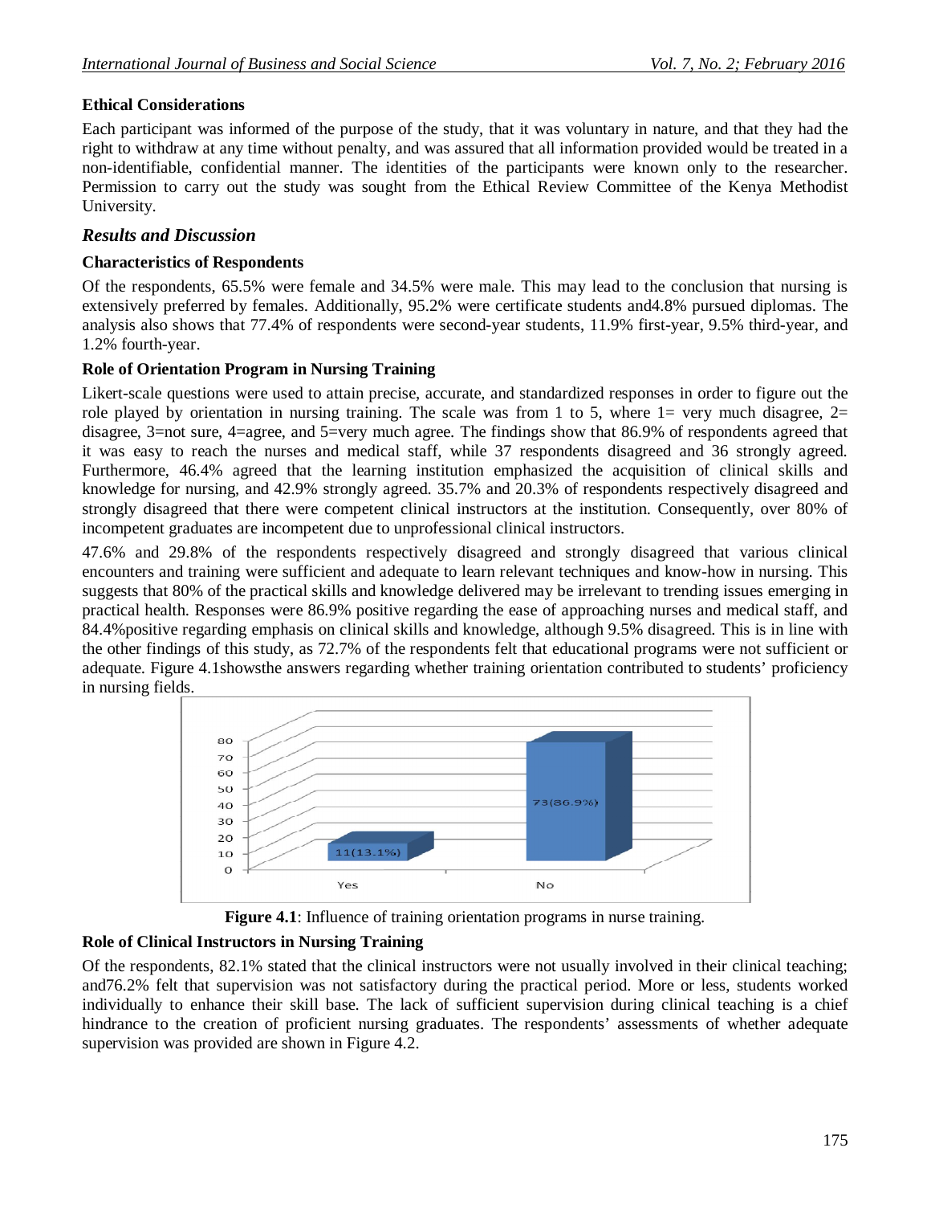### Ethical Considerations

Each participant was informed of the purpose of the study, that it was voluntary in nature, and that they had the right to withdraw at any time without penalty, and was assured that all information provided would be treated in a non-identifiable, confidential manner. The identities of the participants were known only to the researcher. Permission to carry out the study was sought from the Ethical Review Committee of the Kenya Methodist University.

## *Results and Discussion*

### Characteristics of Respondents

Of the respondents, 65.5% were female and 34.5% were male. This may lead to the conclusion that nursing is extensively preferred by females. Additionally, 95.2% were certificate students and4.8% pursued diplomas. The analysis also shows that 77.4% of respondents were second-year students, 11.9% first-year, 9.5% third-year, and 1.2% fourth-year.

### Role of Orientation Program in Nursing Training

Likert-scale questions were used to attain precise, accurate, and standardized responses in order to figure out the role played by orientation in nursing training. The scale was from 1 to 5, where 1= very much disagree, 2= disagree, 3=not sure, 4=agree, and 5=very much agree. The findings show that 86.9% of respondents agreed that it was easy to reach the nurses and medical staff, while 37 respondents disagreed and 36 strongly agreed. Furthermore, 46.4% agreed that the learning institution emphasized the acquisition of clinical skills and knowledge for nursing, and 42.9% strongly agreed. 35.7% and 20.3% of respondents respectively disagreed and strongly disagreed that there were competent clinical instructors at the institution. Consequently, over 80% of incompetent graduates are incompetent due to unprofessional clinical instructors.

47.6% and 29.8% of the respondents respectively disagreed and strongly disagreed that various clinical encounters and training were sufficient and adequate to learn relevant techniques and know-how in nursing. This suggests that 80% of the practical skills and knowledge delivered may be irrelevant to trending issues emerging in practical health. Responses were 86.9% positive regarding the ease of approaching nurses and medical staff, and 84.4%positive regarding emphasis on clinical skills and knowledge, although 9.5% disagreed. This is in line with the other findings of this study, as 72.7% of the respondents felt that educational programs were not sufficient or adequate. Figure 4.1showsthe answers regarding whether training orientation contributed to students' proficiency in nursing fields.

| Response | Count (%) |
|---|---|
| Yes | 11(13.1%) |
| No | 73(86.9%) |

**Figure 4.1**: Influence of training orientation programs in nurse training.

### Role of Clinical Instructors in Nursing Training

Of the respondents, 82.1% stated that the clinical instructors were not usually involved in their clinical teaching; and76.2% felt that supervision was not satisfactory during the practical period. More or less, students worked individually to enhance their skill base. The lack of sufficient supervision during clinical teaching is a chief hindrance to the creation of proficient nursing graduates. The respondents' assessments of whether adequate supervision was provided are shown in Figure 4.2.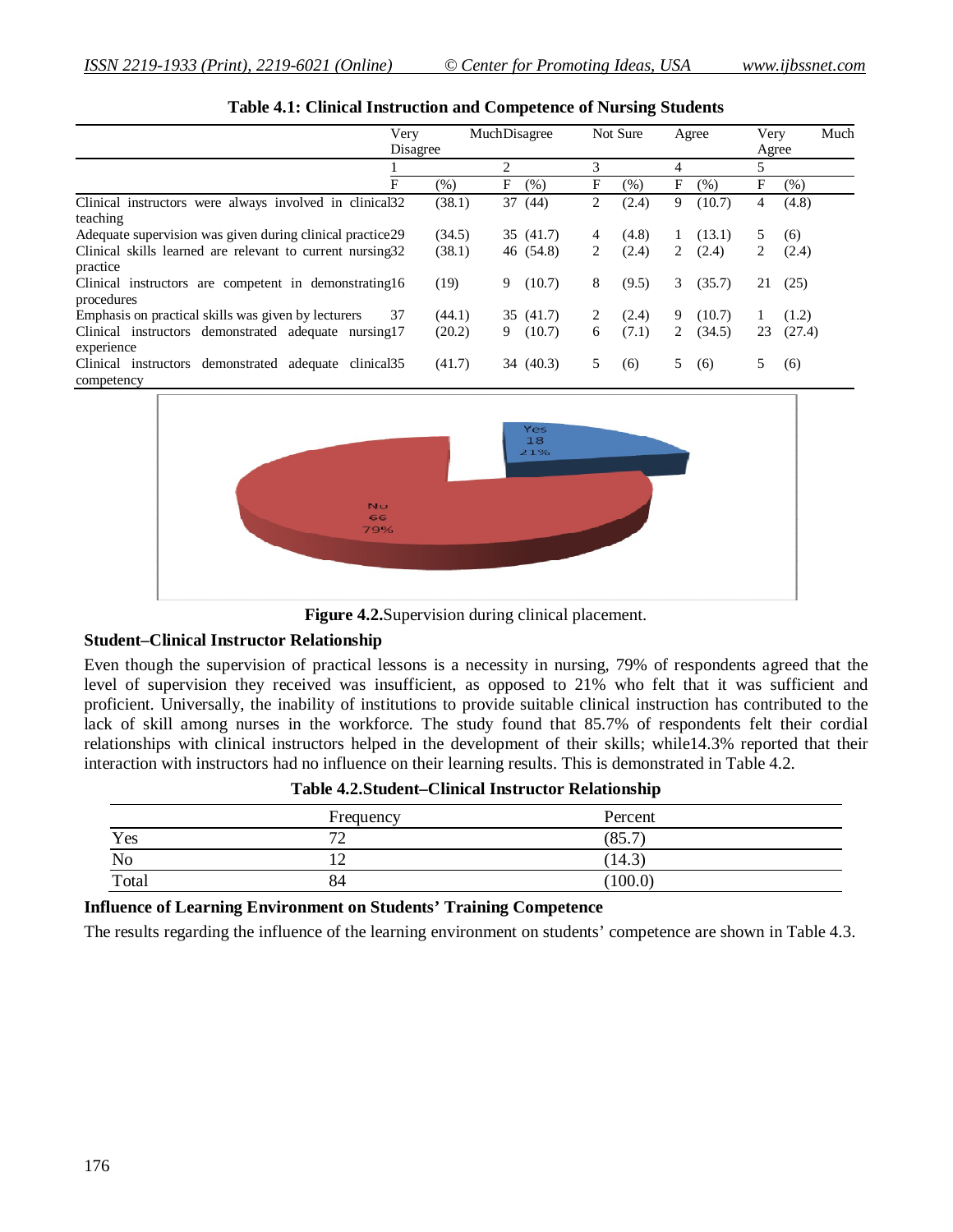**Table 4.1: Clinical Instruction and Competence of Nursing Students**

| | Very Disagree | | Much Disagree | | Not Sure | | Agree | | Very Much Agree | |
|---|---|---|---|---|---|---|---|---|---|---|
| | 1 | | 2 | | 3 | | 4 | | 5 | |
| | F | (%) | F | (%) | F | (%) | F | (%) | F | (%) |
| Clinical instructors were always involved in clinical teaching | 32 | (38.1) | 37 | (44) | 2 | (2.4) | 9 | (10.7) | 4 | (4.8) |
| Adequate supervision was given during clinical practice | 29 | (34.5) | 35 | (41.7) | 4 | (4.8) | 1 | (13.1) | 5 | (6) |
| Clinical skills learned are relevant to current nursing practice | 32 | (38.1) | 46 | (54.8) | 2 | (2.4) | 2 | (2.4) | 2 | (2.4) |
| Clinical instructors are competent in demonstrating procedures | 16 | (19) | 9 | (10.7) | 8 | (9.5) | 3 | (35.7) | 21 | (25) |
| Emphasis on practical skills was given by lecturers | 37 | (44.1) | 35 | (41.7) | 2 | (2.4) | 9 | (10.7) | 1 | (1.2) |
| Clinical instructors demonstrated adequate nursing experience | 17 | (20.2) | 9 | (10.7) | 6 | (7.1) | 2 | (34.5) | 23 | (27.4) |
| Clinical instructors demonstrated adequate clinical competency | 35 | (41.7) | 34 | (40.3) | 5 | (6) | 5 | (6) | 5 | (6) |

**Figure 4.2.** Supervision during clinical placement.

### Student–Clinical Instructor Relationship

Even though the supervision of practical lessons is a necessity in nursing, 79% of respondents agreed that the level of supervision they received was insufficient, as opposed to 21% who felt that it was sufficient and proficient. Universally, the inability of institutions to provide suitable clinical instruction has contributed to the lack of skill among nurses in the workforce. The study found that 85.7% of respondents felt their cordial relationships with clinical instructors helped in the development of their skills; while14.3% reported that their interaction with instructors had no influence on their learning results. This is demonstrated in Table 4.2.

**Table 4.2.Student–Clinical Instructor Relationship**

| | Frequency | Percent |
|---|---|---|
| Yes | 72 | (85.7) |
| No | 12 | (14.3) |
| Total | 84 | (100.0) |

### Influence of Learning Environment on Students' Training Competence

The results regarding the influence of the learning environment on students' competence are shown in Table 4.3.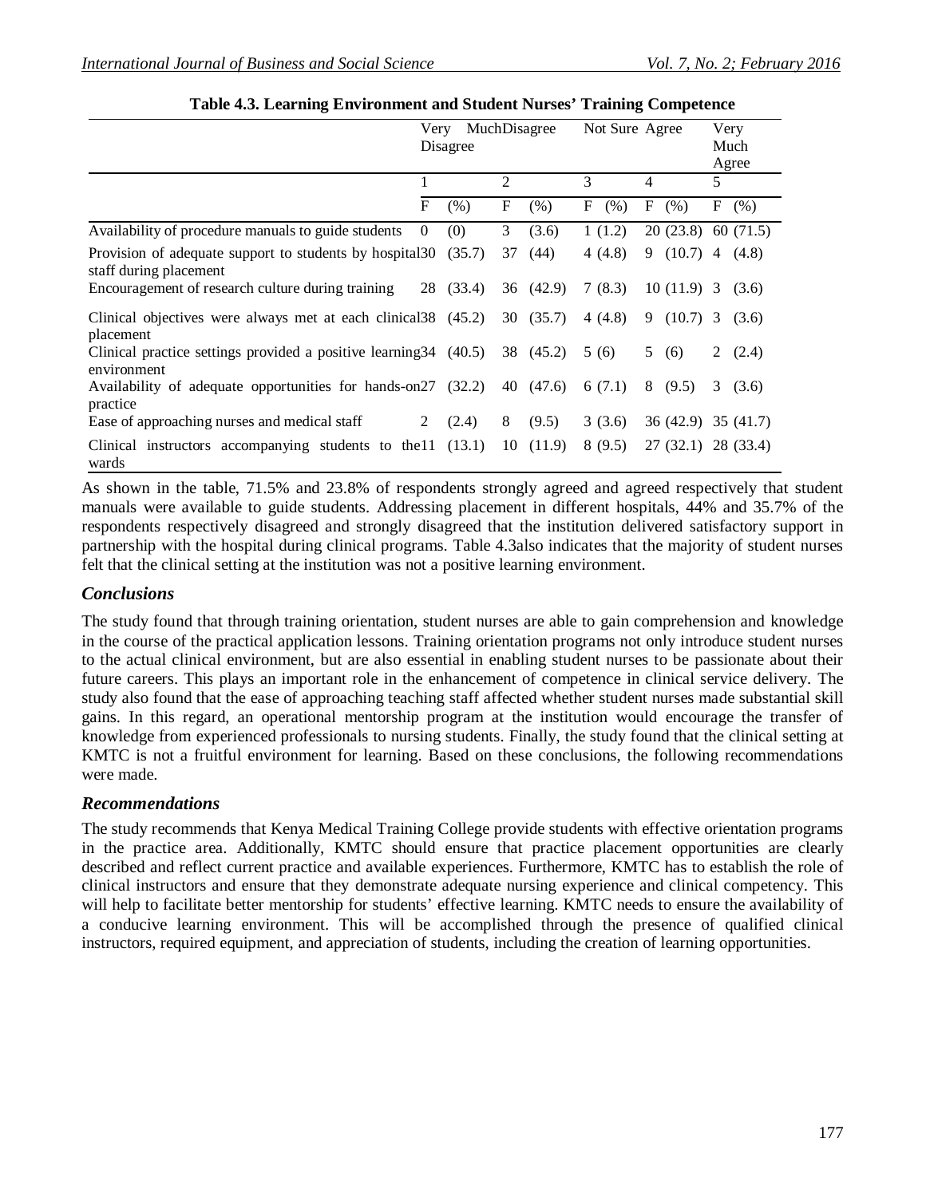**Table 4.3. Learning Environment and Student Nurses' Training Competence**

| | Very Much Disagree | | Disagree | | Not Sure | | Agree | | Very Much Agree | |
|---|---|---|---|---|---|---|---|---|---|---|
| | 1 | | 2 | | 3 | | 4 | | 5 | |
| | F | (%) | F | (%) | F | (%) | F | (%) | F | (%) |
| Availability of procedure manuals to guide students | 0 | (0) | 3 | (3.6) | 1 | (1.2) | 20 | (23.8) | 60 | (71.5) |
| Provision of adequate support to students by hospital staff during placement | 30 | (35.7) | 37 | (44) | 4 | (4.8) | 9 | (10.7) | 4 | (4.8) |
| Encouragement of research culture during training | 28 | (33.4) | 36 | (42.9) | 7 | (8.3) | 10 | (11.9) | 3 | (3.6) |
| Clinical objectives were always met at each clinical placement | 38 | (45.2) | 30 | (35.7) | 4 | (4.8) | 9 | (10.7) | 3 | (3.6) |
| Clinical practice settings provided a positive learning environment | 34 | (40.5) | 38 | (45.2) | 5 | (6) | 5 | (6) | 2 | (2.4) |
| Availability of adequate opportunities for hands-on practice | 27 | (32.2) | 40 | (47.6) | 6 | (7.1) | 8 | (9.5) | 3 | (3.6) |
| Ease of approaching nurses and medical staff | 2 | (2.4) | 8 | (9.5) | 3 | (3.6) | 36 | (42.9) | 35 | (41.7) |
| Clinical instructors accompanying students to the wards | 11 | (13.1) | 10 | (11.9) | 8 | (9.5) | 27 | (32.1) | 28 | (33.4) |

As shown in the table, 71.5% and 23.8% of respondents strongly agreed and agreed respectively that student manuals were available to guide students. Addressing placement in different hospitals, 44% and 35.7% of the respondents respectively disagreed and strongly disagreed that the institution delivered satisfactory support in partnership with the hospital during clinical programs. Table 4.3also indicates that the majority of student nurses felt that the clinical setting at the institution was not a positive learning environment.

## *Conclusions*

The study found that through training orientation, student nurses are able to gain comprehension and knowledge in the course of the practical application lessons. Training orientation programs not only introduce student nurses to the actual clinical environment, but are also essential in enabling student nurses to be passionate about their future careers. This plays an important role in the enhancement of competence in clinical service delivery. The study also found that the ease of approaching teaching staff affected whether student nurses made substantial skill gains. In this regard, an operational mentorship program at the institution would encourage the transfer of knowledge from experienced professionals to nursing students. Finally, the study found that the clinical setting at KMTC is not a fruitful environment for learning. Based on these conclusions, the following recommendations were made.

## *Recommendations*

The study recommends that Kenya Medical Training College provide students with effective orientation programs in the practice area. Additionally, KMTC should ensure that practice placement opportunities are clearly described and reflect current practice and available experiences. Furthermore, KMTC has to establish the role of clinical instructors and ensure that they demonstrate adequate nursing experience and clinical competency. This will help to facilitate better mentorship for students' effective learning. KMTC needs to ensure the availability of a conducive learning environment. This will be accomplished through the presence of qualified clinical instructors, required equipment, and appreciation of students, including the creation of learning opportunities.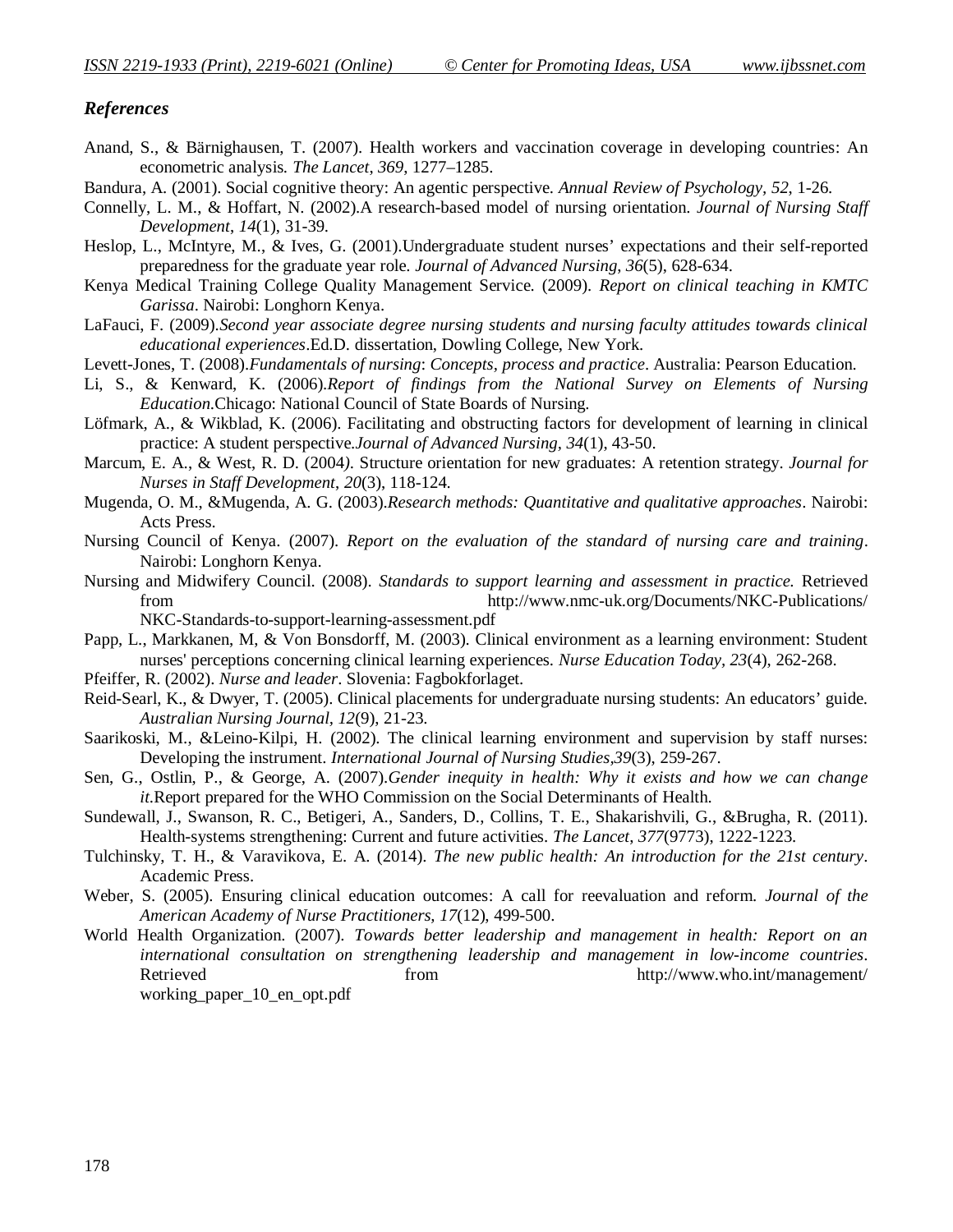### *References*

Anand, S., & Bärnighausen, T. (2007). Health workers and vaccination coverage in developing countries: An econometric analysis. *The Lancet*, *369*, 1277–1285.

Bandura, A. (2001). Social cognitive theory: An agentic perspective. *Annual Review of Psychology*, *52*, 1-26.

Connelly, L. M., & Hoffart, N. (2002).A research-based model of nursing orientation. *Journal of Nursing Staff Development*, *14*(1), 31-39.

Heslop, L., McIntyre, M., & Ives, G. (2001).Undergraduate student nurses' expectations and their self-reported preparedness for the graduate year role. *Journal of Advanced Nursing*, *36*(5), 628-634.

Kenya Medical Training College Quality Management Service. (2009). *Report on clinical teaching in KMTC Garissa*. Nairobi: Longhorn Kenya.

LaFauci, F. (2009).*Second year associate degree nursing students and nursing faculty attitudes towards clinical educational experiences*.Ed.D. dissertation, Dowling College, New York.

Levett-Jones, T. (2008).*Fundamentals of nursing*: *Concepts, process and practice*. Australia: Pearson Education.

Li, S., & Kenward, K. (2006).*Report of findings from the National Survey on Elements of Nursing Education.*Chicago: National Council of State Boards of Nursing.

Löfmark, A., & Wikblad, K. (2006). Facilitating and obstructing factors for development of learning in clinical practice: A student perspective.*Journal of Advanced Nursing*, *34*(1), 43-50.

Marcum, E. A., & West, R. D. (2004*)*. Structure orientation for new graduates: A retention strategy. *Journal for Nurses in Staff Development*, *20*(3), 118-124.

Mugenda, O. M., &Mugenda, A. G. (2003).*Research methods: Quantitative and qualitative approaches*. Nairobi: Acts Press.

Nursing Council of Kenya. (2007). *Report on the evaluation of the standard of nursing care and training*. Nairobi: Longhorn Kenya.

Nursing and Midwifery Council. (2008). *Standards to support learning and assessment in practice.* Retrieved from http://www.nmc-uk.org/Documents/NKC-Publications/ NKC-Standards-to-support-learning-assessment.pdf

Papp, L., Markkanen, M, & Von Bonsdorff, M. (2003). Clinical environment as a learning environment: Student nurses' perceptions concerning clinical learning experiences. *Nurse Education Today*, *23*(4), 262-268.

Pfeiffer, R. (2002). *Nurse and leader*. Slovenia: Fagbokforlaget.

Reid-Searl, K., & Dwyer, T. (2005). Clinical placements for undergraduate nursing students: An educators' guide. *Australian Nursing Journal*, *12*(9), 21-23.

Saarikoski, M., &Leino-Kilpi, H. (2002). The clinical learning environment and supervision by staff nurses: Developing the instrument. *International Journal of Nursing Studies*,*39*(3), 259-267.

Sen, G., Ostlin, P., & George, A. (2007).*Gender inequity in health: Why it exists and how we can change it.*Report prepared for the WHO Commission on the Social Determinants of Health.

Sundewall, J., Swanson, R. C., Betigeri, A., Sanders, D., Collins, T. E., Shakarishvili, G., &Brugha, R. (2011). Health-systems strengthening: Current and future activities. *The Lancet*, *377*(9773), 1222-1223.

Tulchinsky, T. H., & Varavikova, E. A. (2014). *The new public health: An introduction for the 21st century*. Academic Press.

Weber, S. (2005). Ensuring clinical education outcomes: A call for reevaluation and reform. *Journal of the American Academy of Nurse Practitioners*, *17*(12), 499-500.

World Health Organization. (2007). *Towards better leadership and management in health: Report on an international consultation on strengthening leadership and management in low-income countries*. Retrieved from http://www.who.int/management/ working_paper_10_en_opt.pdf